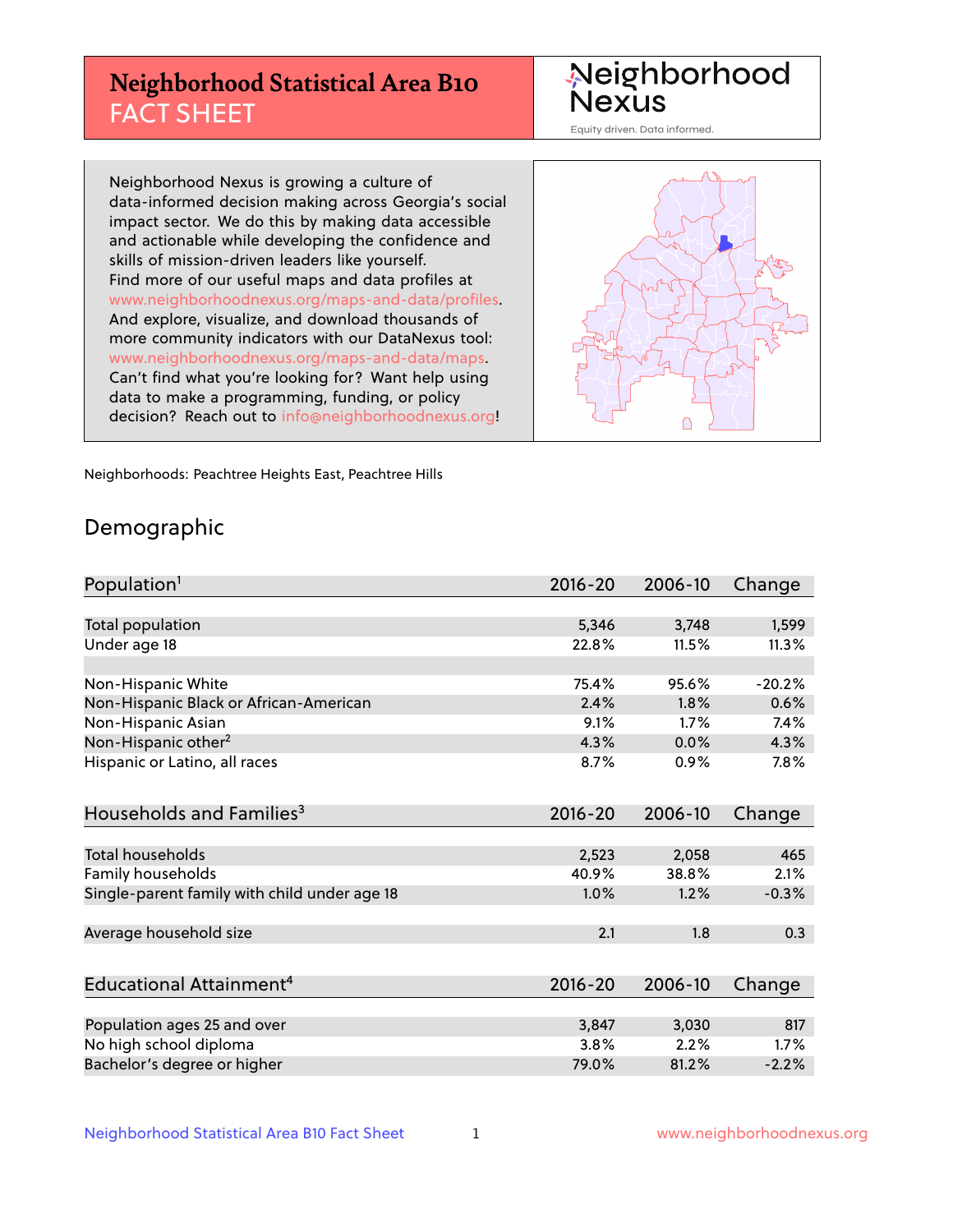# Neighborhood Statistical Area B10

## FACT SHEET

Neighborhood Nexus
Equity driven. Data informed.

Neighborhood Nexus is growing a culture of data-informed decision making across Georgia's social impact sector. We do this by making data accessible and actionable while developing the confidence and skills of mission-driven leaders like yourself. Find more of our useful maps and data profiles at www.neighborhoodnexus.org/maps-and-data/profiles. And explore, visualize, and download thousands of more community indicators with our DataNexus tool: www.neighborhoodnexus.org/maps-and-data/maps. Can't find what you're looking for? Want help using data to make a programming, funding, or policy decision? Reach out to info@neighborhoodnexus.org!

Neighborhoods: Peachtree Heights East, Peachtree Hills

## Demographic

| Population[1] | 2016-20 | 2006-10 | Change |
|---|---|---|---|
| Total population | 5,346 | 3,748 | 1,599 |
| Under age 18 | 22.8% | 11.5% | 11.3% |
| | | | |
| Non-Hispanic White | 75.4% | 95.6% | -20.2% |
| Non-Hispanic Black or African-American | 2.4% | 1.8% | 0.6% |
| Non-Hispanic Asian | 9.1% | 1.7% | 7.4% |
| Non-Hispanic other[2] | 4.3% | 0.0% | 4.3% |
| Hispanic or Latino, all races | 8.7% | 0.9% | 7.8% |

| Households and Families[3] | 2016-20 | 2006-10 | Change |
|---|---|---|---|
| Total households | 2,523 | 2,058 | 465 |
| Family households | 40.9% | 38.8% | 2.1% |
| Single-parent family with child under age 18 | 1.0% | 1.2% | -0.3% |
| | | | |
| Average household size | 2.1 | 1.8 | 0.3 |

| Educational Attainment[4] | 2016-20 | 2006-10 | Change |
|---|---|---|---|
| Population ages 25 and over | 3,847 | 3,030 | 817 |
| No high school diploma | 3.8% | 2.2% | 1.7% |
| Bachelor's degree or higher | 79.0% | 81.2% | -2.2% |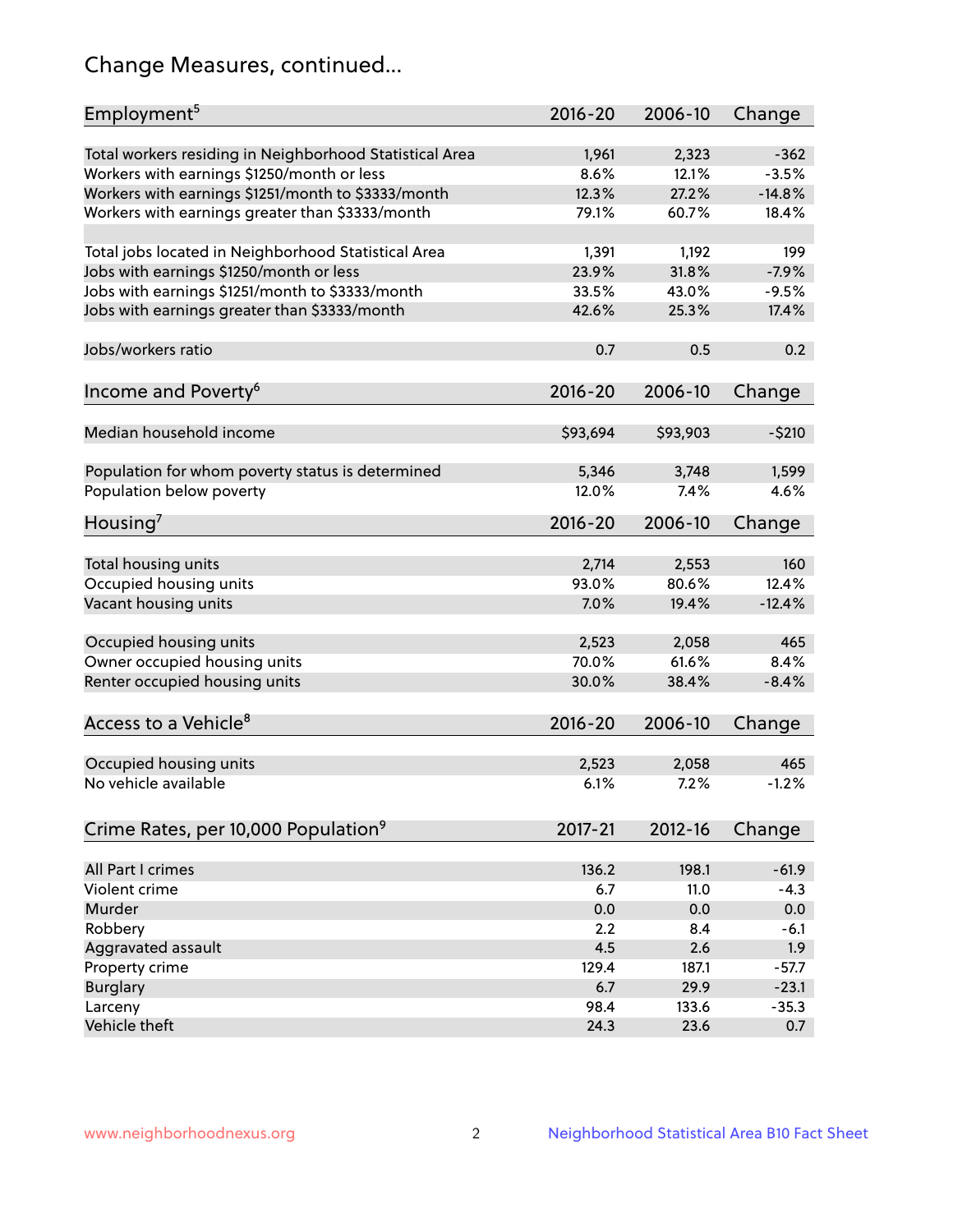## Change Measures, continued...

| Employment[5] | 2016-20 | 2006-10 | Change |
|---|---|---|---|
| Total workers residing in Neighborhood Statistical Area | 1,961 | 2,323 | -362 |
| Workers with earnings $1250/month or less | 8.6% | 12.1% | -3.5% |
| Workers with earnings $1251/month to $3333/month | 12.3% | 27.2% | -14.8% |
| Workers with earnings greater than $3333/month | 79.1% | 60.7% | 18.4% |
| | | | |
| Total jobs located in Neighborhood Statistical Area | 1,391 | 1,192 | 199 |
| Jobs with earnings $1250/month or less | 23.9% | 31.8% | -7.9% |
| Jobs with earnings $1251/month to $3333/month | 33.5% | 43.0% | -9.5% |
| Jobs with earnings greater than $3333/month | 42.6% | 25.3% | 17.4% |
| | | | |
| Jobs/workers ratio | 0.7 | 0.5 | 0.2 |

| Income and Poverty[6] | 2016-20 | 2006-10 | Change |
|---|---|---|---|
| Median household income | $93,694 | $93,903 | -$210 |
| | | | |
| Population for whom poverty status is determined | 5,346 | 3,748 | 1,599 |
| Population below poverty | 12.0% | 7.4% | 4.6% |

| Housing[7] | 2016-20 | 2006-10 | Change |
|---|---|---|---|
| Total housing units | 2,714 | 2,553 | 160 |
| Occupied housing units | 93.0% | 80.6% | 12.4% |
| Vacant housing units | 7.0% | 19.4% | -12.4% |
| | | | |
| Occupied housing units | 2,523 | 2,058 | 465 |
| Owner occupied housing units | 70.0% | 61.6% | 8.4% |
| Renter occupied housing units | 30.0% | 38.4% | -8.4% |

| Access to a Vehicle[8] | 2016-20 | 2006-10 | Change |
|---|---|---|---|
| Occupied housing units | 2,523 | 2,058 | 465 |
| No vehicle available | 6.1% | 7.2% | -1.2% |

| Crime Rates, per 10,000 Population[9] | 2017-21 | 2012-16 | Change |
|---|---|---|---|
| All Part I crimes | 136.2 | 198.1 | -61.9 |
| Violent crime | 6.7 | 11.0 | -4.3 |
| Murder | 0.0 | 0.0 | 0.0 |
| Robbery | 2.2 | 8.4 | -6.1 |
| Aggravated assault | 4.5 | 2.6 | 1.9 |
| Property crime | 129.4 | 187.1 | -57.7 |
| Burglary | 6.7 | 29.9 | -23.1 |
| Larceny | 98.4 | 133.6 | -35.3 |
| Vehicle theft | 24.3 | 23.6 | 0.7 |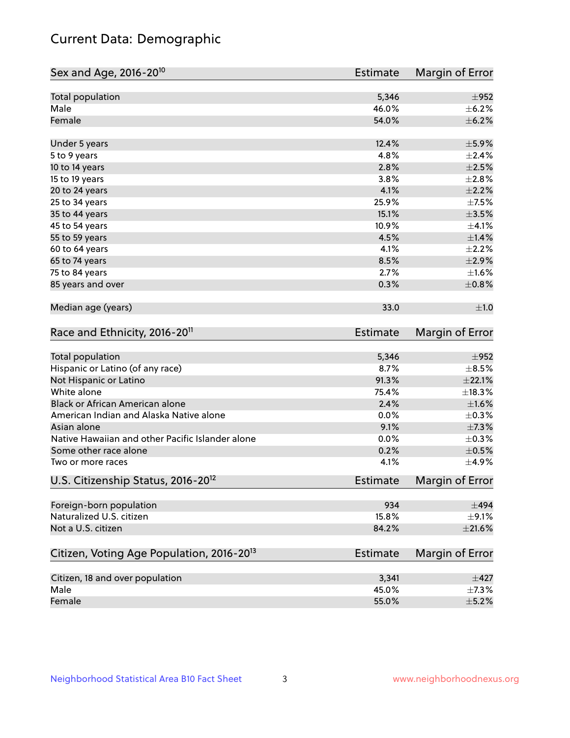# Current Data: Demographic

| Sex and Age, 2016-20[10] | Estimate | Margin of Error |
|---|---|---|
| Total population | 5,346 | ±952 |
| Male | 46.0% | ±6.2% |
| Female | 54.0% | ±6.2% |
| Under 5 years | 12.4% | ±5.9% |
| 5 to 9 years | 4.8% | ±2.4% |
| 10 to 14 years | 2.8% | ±2.5% |
| 15 to 19 years | 3.8% | ±2.8% |
| 20 to 24 years | 4.1% | ±2.2% |
| 25 to 34 years | 25.9% | ±7.5% |
| 35 to 44 years | 15.1% | ±3.5% |
| 45 to 54 years | 10.9% | ±4.1% |
| 55 to 59 years | 4.5% | ±1.4% |
| 60 to 64 years | 4.1% | ±2.2% |
| 65 to 74 years | 8.5% | ±2.9% |
| 75 to 84 years | 2.7% | ±1.6% |
| 85 years and over | 0.3% | ±0.8% |
| Median age (years) | 33.0 | ±1.0 |

| Race and Ethnicity, 2016-20[11] | Estimate | Margin of Error |
|---|---|---|
| Total population | 5,346 | ±952 |
| Hispanic or Latino (of any race) | 8.7% | ±8.5% |
| Not Hispanic or Latino | 91.3% | ±22.1% |
| White alone | 75.4% | ±18.3% |
| Black or African American alone | 2.4% | ±1.6% |
| American Indian and Alaska Native alone | 0.0% | ±0.3% |
| Asian alone | 9.1% | ±7.3% |
| Native Hawaiian and other Pacific Islander alone | 0.0% | ±0.3% |
| Some other race alone | 0.2% | ±0.5% |
| Two or more races | 4.1% | ±4.9% |

| U.S. Citizenship Status, 2016-20[12] | Estimate | Margin of Error |
|---|---|---|
| Foreign-born population | 934 | ±494 |
| Naturalized U.S. citizen | 15.8% | ±9.1% |
| Not a U.S. citizen | 84.2% | ±21.6% |

| Citizen, Voting Age Population, 2016-20[13] | Estimate | Margin of Error |
|---|---|---|
| Citizen, 18 and over population | 3,341 | ±427 |
| Male | 45.0% | ±7.3% |
| Female | 55.0% | ±5.2% |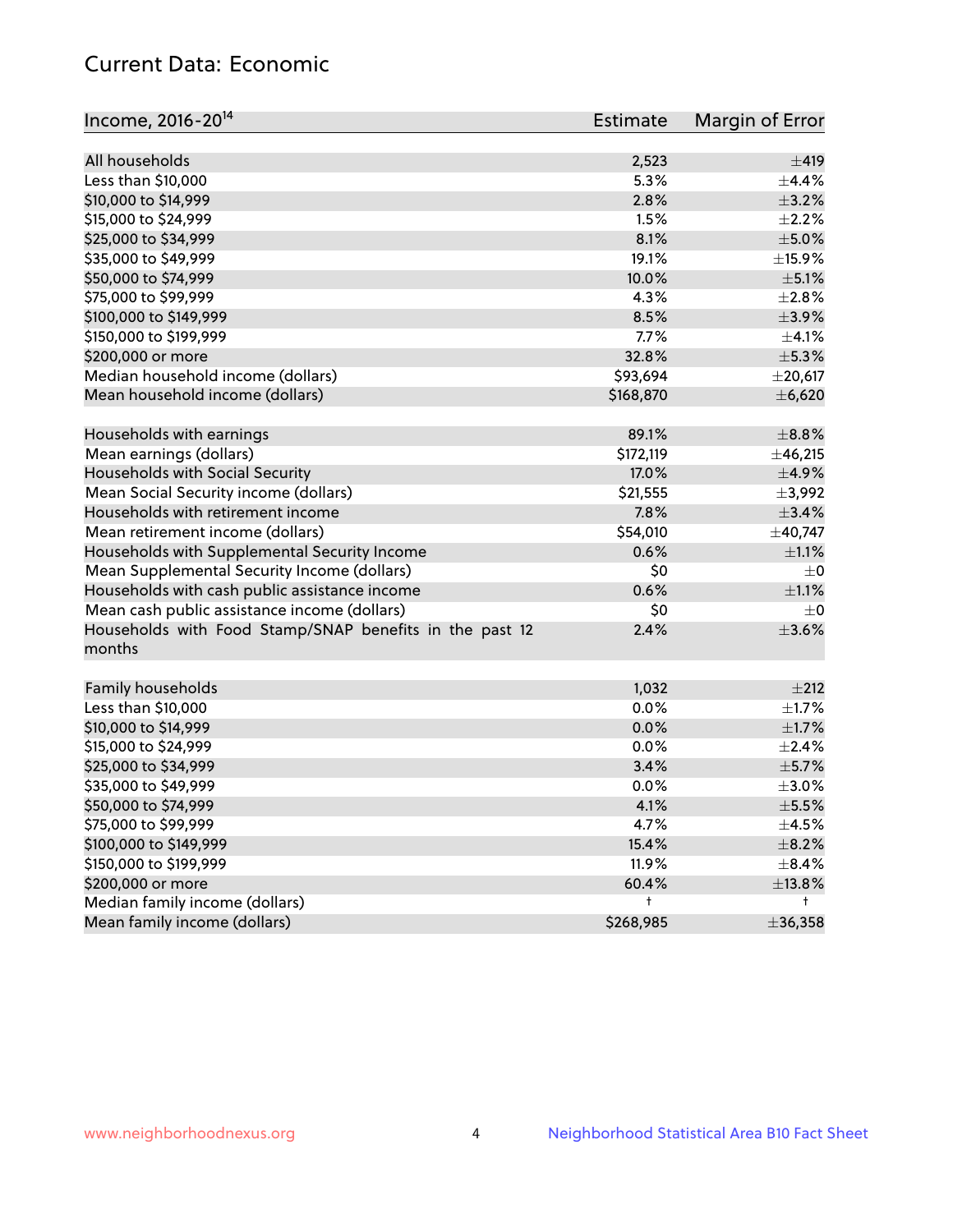## Current Data: Economic

| Income, 2016-20[14] | Estimate | Margin of Error |
|---|---|---|
| All households | 2,523 | ±419 |
| Less than $10,000 | 5.3% | ±4.4% |
| $10,000 to $14,999 | 2.8% | ±3.2% |
| $15,000 to $24,999 | 1.5% | ±2.2% |
| $25,000 to $34,999 | 8.1% | ±5.0% |
| $35,000 to $49,999 | 19.1% | ±15.9% |
| $50,000 to $74,999 | 10.0% | ±5.1% |
| $75,000 to $99,999 | 4.3% | ±2.8% |
| $100,000 to $149,999 | 8.5% | ±3.9% |
| $150,000 to $199,999 | 7.7% | ±4.1% |
| $200,000 or more | 32.8% | ±5.3% |
| Median household income (dollars) | $93,694 | ±20,617 |
| Mean household income (dollars) | $168,870 | ±6,620 |
| | | |
| Households with earnings | 89.1% | ±8.8% |
| Mean earnings (dollars) | $172,119 | ±46,215 |
| Households with Social Security | 17.0% | ±4.9% |
| Mean Social Security income (dollars) | $21,555 | ±3,992 |
| Households with retirement income | 7.8% | ±3.4% |
| Mean retirement income (dollars) | $54,010 | ±40,747 |
| Households with Supplemental Security Income | 0.6% | ±1.1% |
| Mean Supplemental Security Income (dollars) | $0 | ±0 |
| Households with cash public assistance income | 0.6% | ±1.1% |
| Mean cash public assistance income (dollars) | $0 | ±0 |
| Households with Food Stamp/SNAP benefits in the past 12 months | 2.4% | ±3.6% |
| | | |
| Family households | 1,032 | ±212 |
| Less than $10,000 | 0.0% | ±1.7% |
| $10,000 to $14,999 | 0.0% | ±1.7% |
| $15,000 to $24,999 | 0.0% | ±2.4% |
| $25,000 to $34,999 | 3.4% | ±5.7% |
| $35,000 to $49,999 | 0.0% | ±3.0% |
| $50,000 to $74,999 | 4.1% | ±5.5% |
| $75,000 to $99,999 | 4.7% | ±4.5% |
| $100,000 to $149,999 | 15.4% | ±8.2% |
| $150,000 to $199,999 | 11.9% | ±8.4% |
| $200,000 or more | 60.4% | ±13.8% |
| Median family income (dollars) | † | † |
| Mean family income (dollars) | $268,985 | ±36,358 |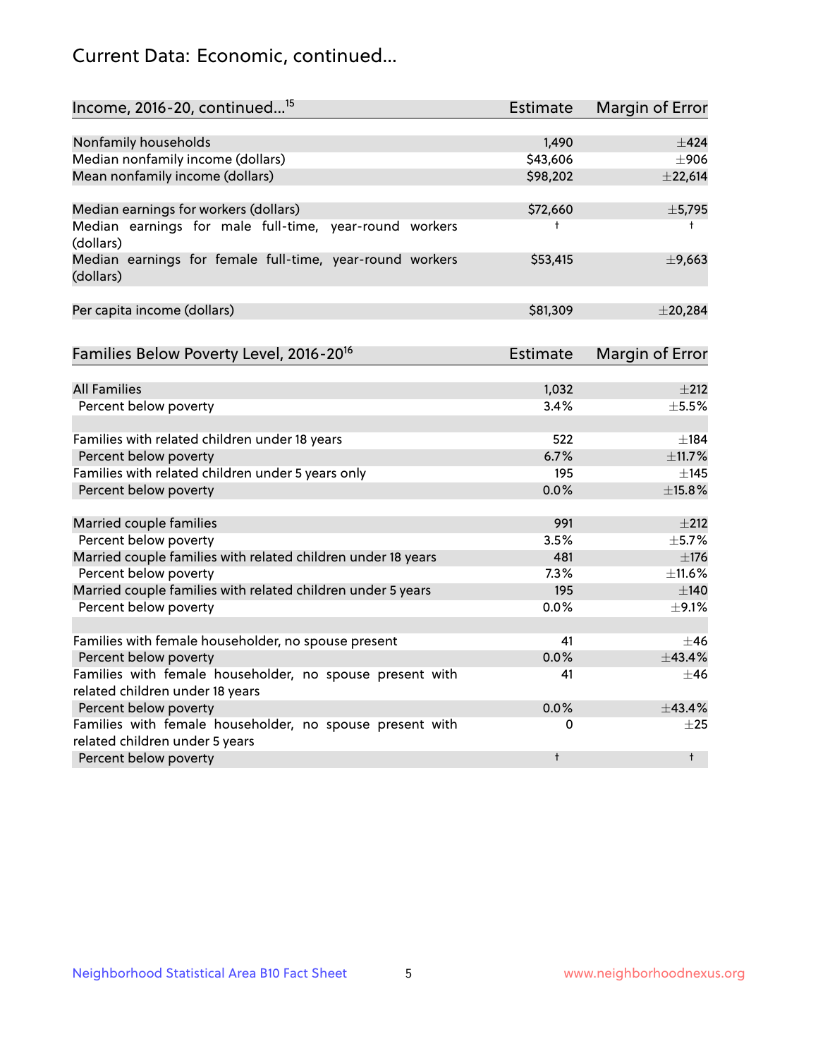## Current Data: Economic, continued...

| Income, 2016-20, continued...[15] | Estimate | Margin of Error |
|---|---|---|
| Nonfamily households | 1,490 | ±424 |
| Median nonfamily income (dollars) | $43,606 | ±906 |
| Mean nonfamily income (dollars) | $98,202 | ±22,614 |
| | | |
| Median earnings for workers (dollars) | $72,660 | ±5,795 |
| Median earnings for male full-time, year-round workers (dollars) | † | † |
| Median earnings for female full-time, year-round workers (dollars) | $53,415 | ±9,663 |
| | | |
| Per capita income (dollars) | $81,309 | ±20,284 |

| Families Below Poverty Level, 2016-20[16] | Estimate | Margin of Error |
|---|---|---|
| All Families | 1,032 | ±212 |
| Percent below poverty | 3.4% | ±5.5% |
| | | |
| Families with related children under 18 years | 522 | ±184 |
| Percent below poverty | 6.7% | ±11.7% |
| Families with related children under 5 years only | 195 | ±145 |
| Percent below poverty | 0.0% | ±15.8% |
| | | |
| Married couple families | 991 | ±212 |
| Percent below poverty | 3.5% | ±5.7% |
| Married couple families with related children under 18 years | 481 | ±176 |
| Percent below poverty | 7.3% | ±11.6% |
| Married couple families with related children under 5 years | 195 | ±140 |
| Percent below poverty | 0.0% | ±9.1% |
| | | |
| Families with female householder, no spouse present | 41 | ±46 |
| Percent below poverty | 0.0% | ±43.4% |
| Families with female householder, no spouse present with related children under 18 years | 41 | ±46 |
| Percent below poverty | 0.0% | ±43.4% |
| Families with female householder, no spouse present with related children under 5 years | 0 | ±25 |
| Percent below poverty | † | † |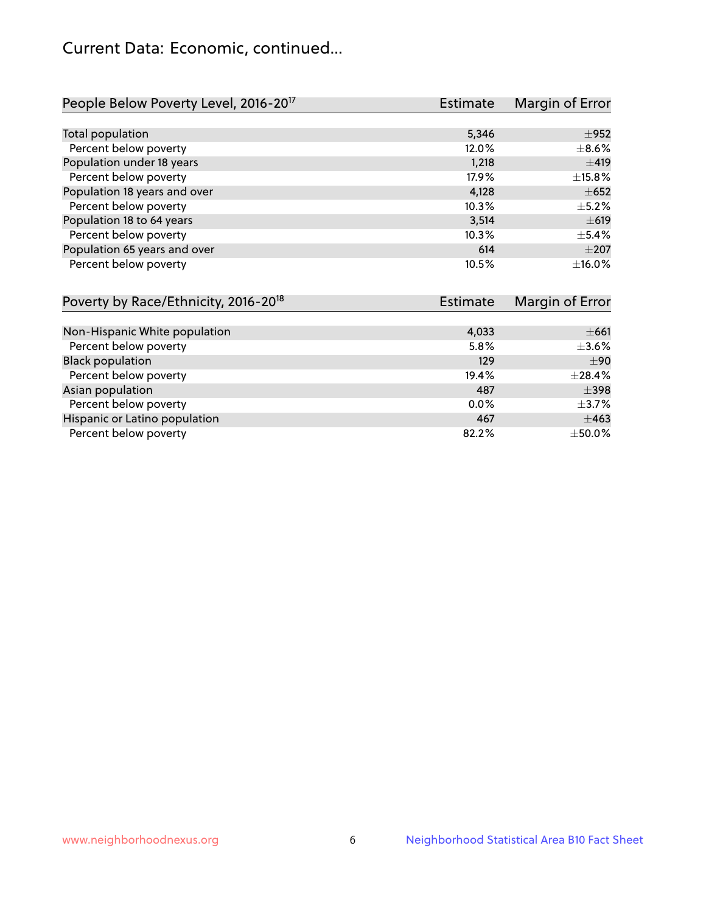# Current Data: Economic, continued...

| People Below Poverty Level, 2016-20[17] | Estimate | Margin of Error |
|---|---|---|
| Total population | 5,346 | ±952 |
| Percent below poverty | 12.0% | ±8.6% |
| Population under 18 years | 1,218 | ±419 |
| Percent below poverty | 17.9% | ±15.8% |
| Population 18 years and over | 4,128 | ±652 |
| Percent below poverty | 10.3% | ±5.2% |
| Population 18 to 64 years | 3,514 | ±619 |
| Percent below poverty | 10.3% | ±5.4% |
| Population 65 years and over | 614 | ±207 |
| Percent below poverty | 10.5% | ±16.0% |

| Poverty by Race/Ethnicity, 2016-20[18] | Estimate | Margin of Error |
|---|---|---|
| Non-Hispanic White population | 4,033 | ±661 |
| Percent below poverty | 5.8% | ±3.6% |
| Black population | 129 | ±90 |
| Percent below poverty | 19.4% | ±28.4% |
| Asian population | 487 | ±398 |
| Percent below poverty | 0.0% | ±3.7% |
| Hispanic or Latino population | 467 | ±463 |
| Percent below poverty | 82.2% | ±50.0% |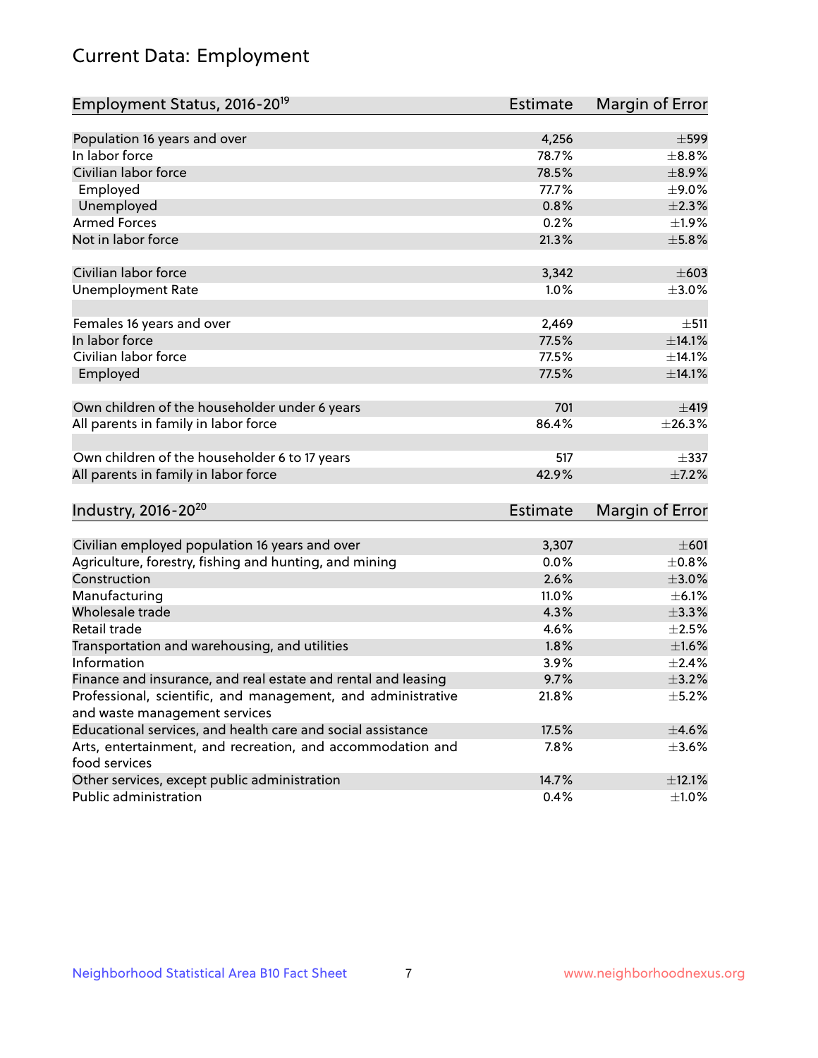# Current Data: Employment

| Employment Status, 2016-20[19] | Estimate | Margin of Error |
|---|---|---|
| Population 16 years and over | 4,256 | ±599 |
| In labor force | 78.7% | ±8.8% |
| Civilian labor force | 78.5% | ±8.9% |
| Employed | 77.7% | ±9.0% |
| Unemployed | 0.8% | ±2.3% |
| Armed Forces | 0.2% | ±1.9% |
| Not in labor force | 21.3% | ±5.8% |
| | | |
| Civilian labor force | 3,342 | ±603 |
| Unemployment Rate | 1.0% | ±3.0% |
| | | |
| Females 16 years and over | 2,469 | ±511 |
| In labor force | 77.5% | ±14.1% |
| Civilian labor force | 77.5% | ±14.1% |
| Employed | 77.5% | ±14.1% |
| | | |
| Own children of the householder under 6 years | 701 | ±419 |
| All parents in family in labor force | 86.4% | ±26.3% |
| | | |
| Own children of the householder 6 to 17 years | 517 | ±337 |
| All parents in family in labor force | 42.9% | ±7.2% |

| Industry, 2016-20[20] | Estimate | Margin of Error |
|---|---|---|
| Civilian employed population 16 years and over | 3,307 | ±601 |
| Agriculture, forestry, fishing and hunting, and mining | 0.0% | ±0.8% |
| Construction | 2.6% | ±3.0% |
| Manufacturing | 11.0% | ±6.1% |
| Wholesale trade | 4.3% | ±3.3% |
| Retail trade | 4.6% | ±2.5% |
| Transportation and warehousing, and utilities | 1.8% | ±1.6% |
| Information | 3.9% | ±2.4% |
| Finance and insurance, and real estate and rental and leasing | 9.7% | ±3.2% |
| Professional, scientific, and management, and administrative and waste management services | 21.8% | ±5.2% |
| Educational services, and health care and social assistance | 17.5% | ±4.6% |
| Arts, entertainment, and recreation, and accommodation and food services | 7.8% | ±3.6% |
| Other services, except public administration | 14.7% | ±12.1% |
| Public administration | 0.4% | ±1.0% |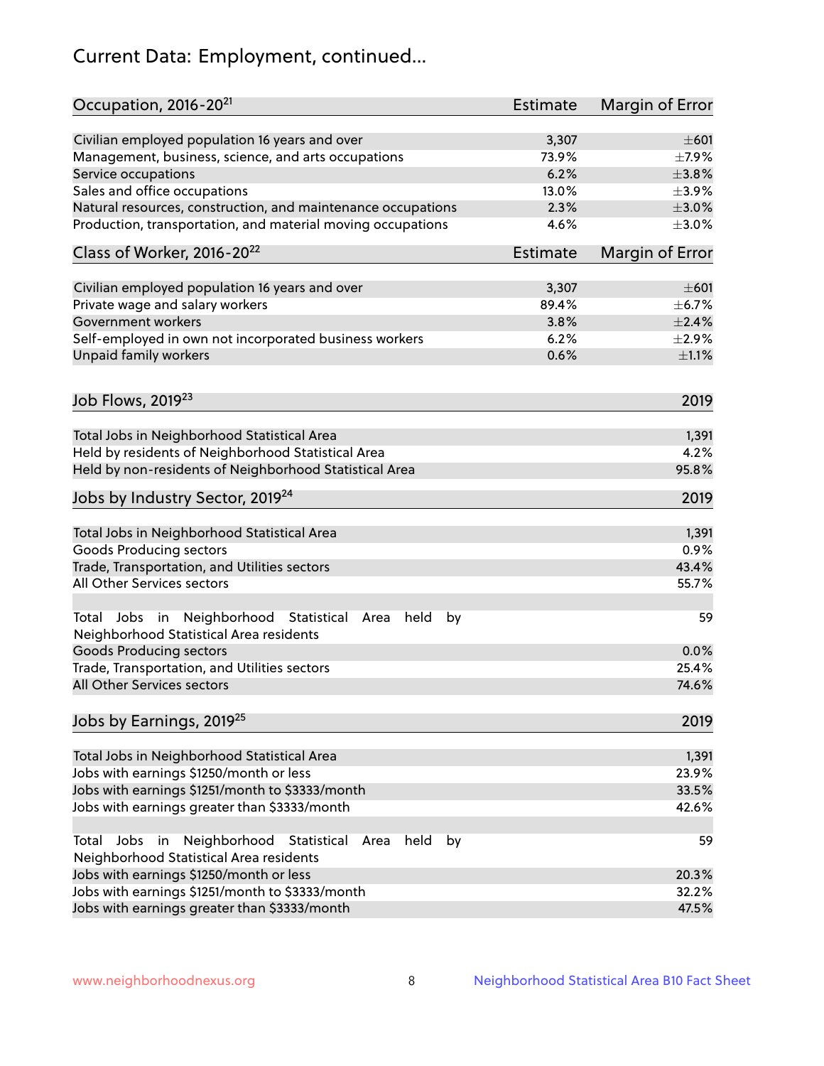# Current Data: Employment, continued...

| Occupation, 2016-20[21] | Estimate | Margin of Error |
|---|---|---|
| Civilian employed population 16 years and over | 3,307 | ±601 |
| Management, business, science, and arts occupations | 73.9% | ±7.9% |
| Service occupations | 6.2% | ±3.8% |
| Sales and office occupations | 13.0% | ±3.9% |
| Natural resources, construction, and maintenance occupations | 2.3% | ±3.0% |
| Production, transportation, and material moving occupations | 4.6% | ±3.0% |

| Class of Worker, 2016-20[22] | Estimate | Margin of Error |
|---|---|---|
| Civilian employed population 16 years and over | 3,307 | ±601 |
| Private wage and salary workers | 89.4% | ±6.7% |
| Government workers | 3.8% | ±2.4% |
| Self-employed in own not incorporated business workers | 6.2% | ±2.9% |
| Unpaid family workers | 0.6% | ±1.1% |

| Job Flows, 2019[23] | 2019 |
|---|---|
| Total Jobs in Neighborhood Statistical Area | 1,391 |
| Held by residents of Neighborhood Statistical Area | 4.2% |
| Held by non-residents of Neighborhood Statistical Area | 95.8% |

| Jobs by Industry Sector, 2019[24] | 2019 |
|---|---|
| Total Jobs in Neighborhood Statistical Area | 1,391 |
| Goods Producing sectors | 0.9% |
| Trade, Transportation, and Utilities sectors | 43.4% |
| All Other Services sectors | 55.7% |
| | |
| Total Jobs in Neighborhood Statistical Area held by Neighborhood Statistical Area residents | 59 |
| Goods Producing sectors | 0.0% |
| Trade, Transportation, and Utilities sectors | 25.4% |
| All Other Services sectors | 74.6% |

| Jobs by Earnings, 2019[25] | 2019 |
|---|---|
| Total Jobs in Neighborhood Statistical Area | 1,391 |
| Jobs with earnings $1250/month or less | 23.9% |
| Jobs with earnings $1251/month to $3333/month | 33.5% |
| Jobs with earnings greater than $3333/month | 42.6% |
| | |
| Total Jobs in Neighborhood Statistical Area held by Neighborhood Statistical Area residents | 59 |
| Jobs with earnings $1250/month or less | 20.3% |
| Jobs with earnings $1251/month to $3333/month | 32.2% |
| Jobs with earnings greater than $3333/month | 47.5% |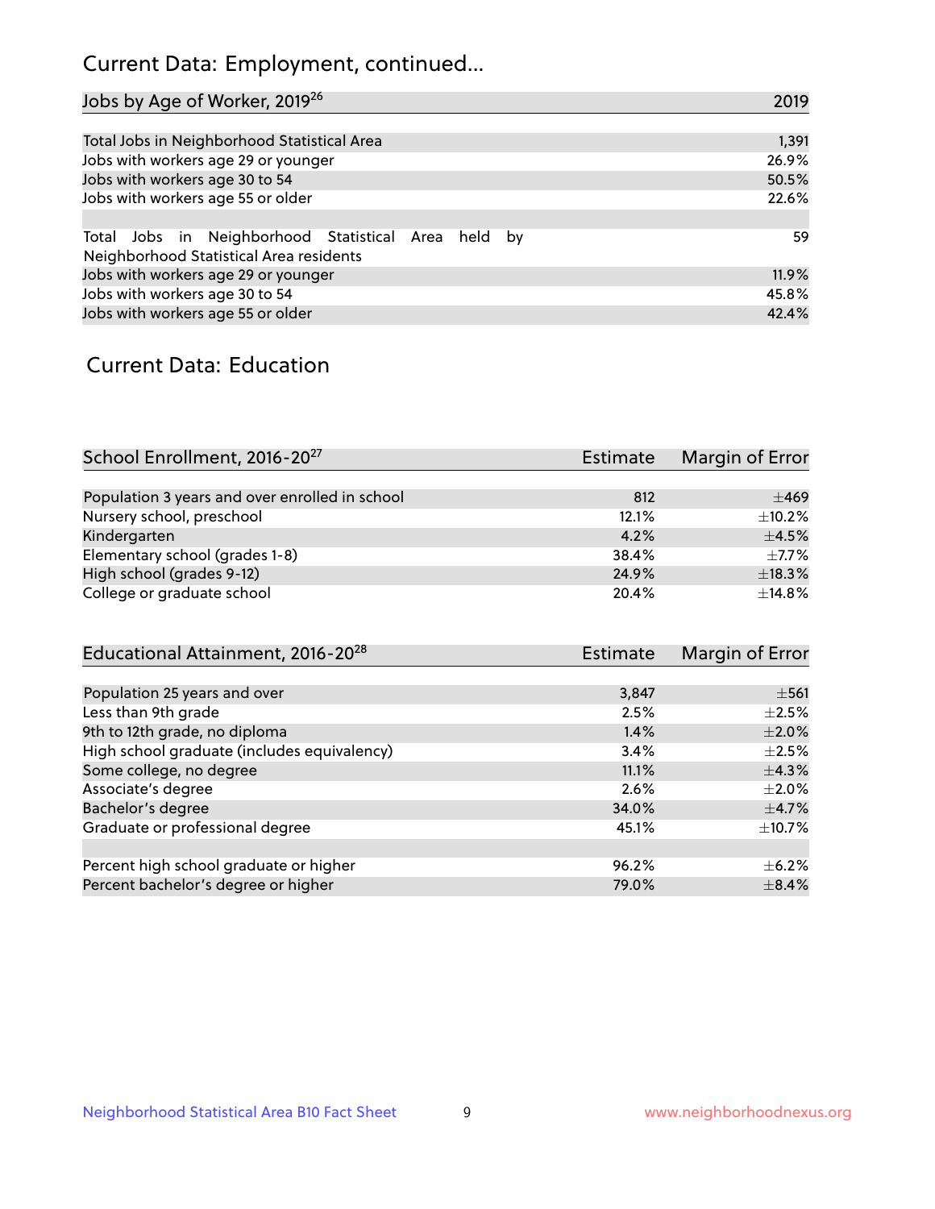## Current Data: Employment, continued...

| Jobs by Age of Worker, 2019[26] | 2019 |
|---|---|
| Total Jobs in Neighborhood Statistical Area | 1,391 |
| Jobs with workers age 29 or younger | 26.9% |
| Jobs with workers age 30 to 54 | 50.5% |
| Jobs with workers age 55 or older | 22.6% |
| | |
| Total Jobs in Neighborhood Statistical Area held by Neighborhood Statistical Area residents | 59 |
| Jobs with workers age 29 or younger | 11.9% |
| Jobs with workers age 30 to 54 | 45.8% |
| Jobs with workers age 55 or older | 42.4% |

## Current Data: Education

| School Enrollment, 2016-20[27] | Estimate | Margin of Error |
|---|---|---|
| Population 3 years and over enrolled in school | 812 | ±469 |
| Nursery school, preschool | 12.1% | ±10.2% |
| Kindergarten | 4.2% | ±4.5% |
| Elementary school (grades 1-8) | 38.4% | ±7.7% |
| High school (grades 9-12) | 24.9% | ±18.3% |
| College or graduate school | 20.4% | ±14.8% |

| Educational Attainment, 2016-20[28] | Estimate | Margin of Error |
|---|---|---|
| Population 25 years and over | 3,847 | ±561 |
| Less than 9th grade | 2.5% | ±2.5% |
| 9th to 12th grade, no diploma | 1.4% | ±2.0% |
| High school graduate (includes equivalency) | 3.4% | ±2.5% |
| Some college, no degree | 11.1% | ±4.3% |
| Associate's degree | 2.6% | ±2.0% |
| Bachelor's degree | 34.0% | ±4.7% |
| Graduate or professional degree | 45.1% | ±10.7% |
| | | |
| Percent high school graduate or higher | 96.2% | ±6.2% |
| Percent bachelor's degree or higher | 79.0% | ±8.4% |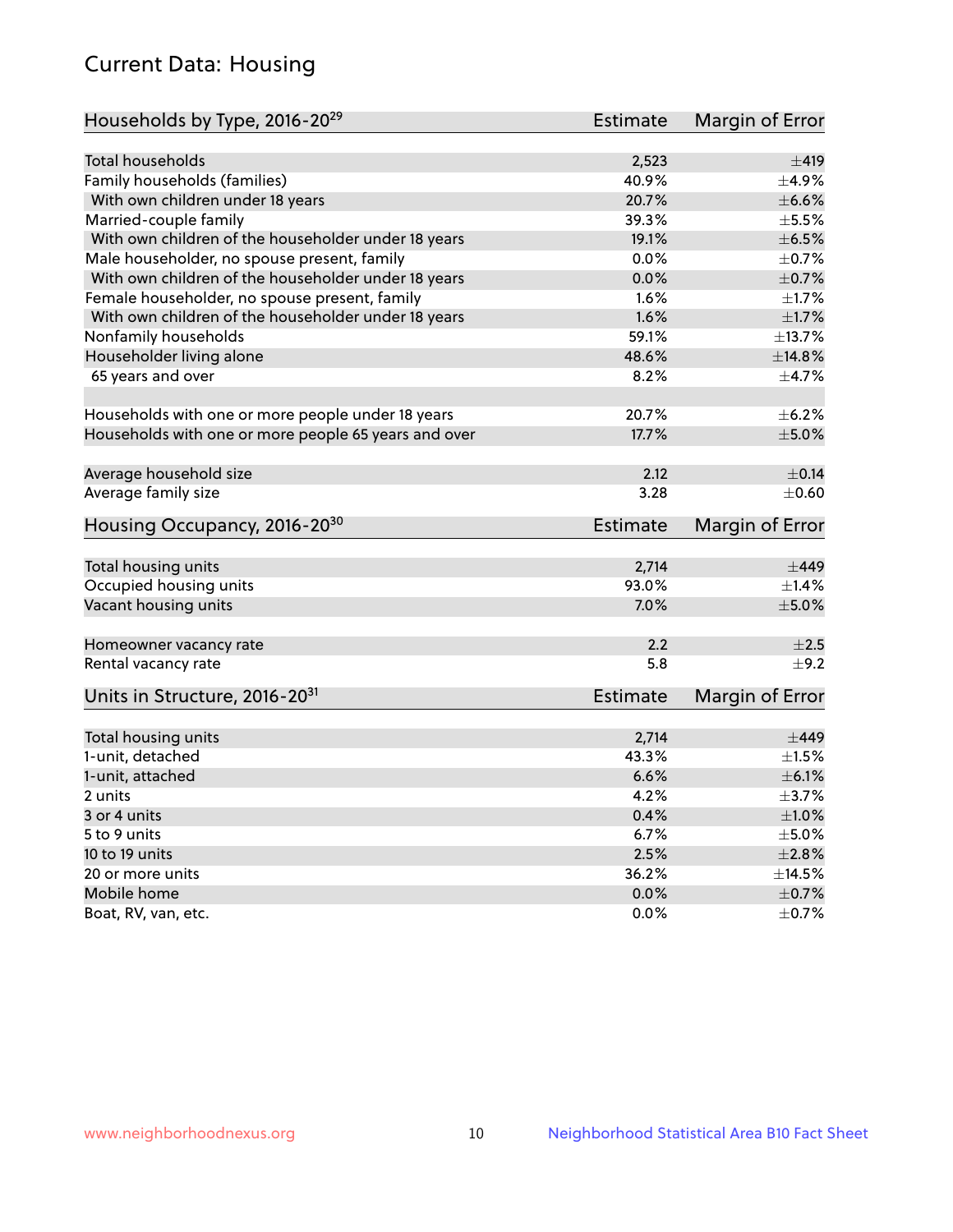## Current Data: Housing

| Households by Type, 2016-20[29] | Estimate | Margin of Error |
|---|---|---|
| Total households | 2,523 | ±419 |
| Family households (families) | 40.9% | ±4.9% |
| With own children under 18 years | 20.7% | ±6.6% |
| Married-couple family | 39.3% | ±5.5% |
| With own children of the householder under 18 years | 19.1% | ±6.5% |
| Male householder, no spouse present, family | 0.0% | ±0.7% |
| With own children of the householder under 18 years | 0.0% | ±0.7% |
| Female householder, no spouse present, family | 1.6% | ±1.7% |
| With own children of the householder under 18 years | 1.6% | ±1.7% |
| Nonfamily households | 59.1% | ±13.7% |
| Householder living alone | 48.6% | ±14.8% |
| 65 years and over | 8.2% | ±4.7% |
| Households with one or more people under 18 years | 20.7% | ±6.2% |
| Households with one or more people 65 years and over | 17.7% | ±5.0% |
| Average household size | 2.12 | ±0.14 |
| Average family size | 3.28 | ±0.60 |

| Housing Occupancy, 2016-20[30] | Estimate | Margin of Error |
|---|---|---|
| Total housing units | 2,714 | ±449 |
| Occupied housing units | 93.0% | ±1.4% |
| Vacant housing units | 7.0% | ±5.0% |
| Homeowner vacancy rate | 2.2 | ±2.5 |
| Rental vacancy rate | 5.8 | ±9.2 |

| Units in Structure, 2016-20[31] | Estimate | Margin of Error |
|---|---|---|
| Total housing units | 2,714 | ±449 |
| 1-unit, detached | 43.3% | ±1.5% |
| 1-unit, attached | 6.6% | ±6.1% |
| 2 units | 4.2% | ±3.7% |
| 3 or 4 units | 0.4% | ±1.0% |
| 5 to 9 units | 6.7% | ±5.0% |
| 10 to 19 units | 2.5% | ±2.8% |
| 20 or more units | 36.2% | ±14.5% |
| Mobile home | 0.0% | ±0.7% |
| Boat, RV, van, etc. | 0.0% | ±0.7% |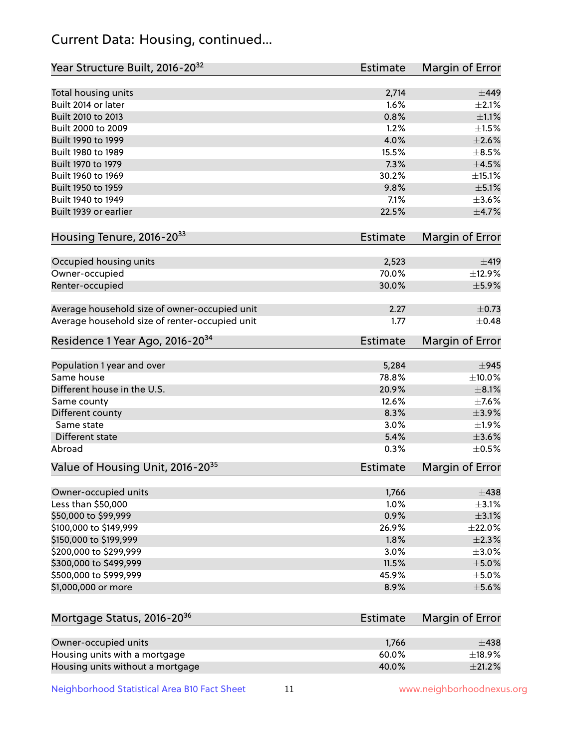# Current Data: Housing, continued...

| Year Structure Built, 2016-20[32] | Estimate | Margin of Error |
|---|---|---|
| Total housing units | 2,714 | ±449 |
| Built 2014 or later | 1.6% | ±2.1% |
| Built 2010 to 2013 | 0.8% | ±1.1% |
| Built 2000 to 2009 | 1.2% | ±1.5% |
| Built 1990 to 1999 | 4.0% | ±2.6% |
| Built 1980 to 1989 | 15.5% | ±8.5% |
| Built 1970 to 1979 | 7.3% | ±4.5% |
| Built 1960 to 1969 | 30.2% | ±15.1% |
| Built 1950 to 1959 | 9.8% | ±5.1% |
| Built 1940 to 1949 | 7.1% | ±3.6% |
| Built 1939 or earlier | 22.5% | ±4.7% |

| Housing Tenure, 2016-20[33] | Estimate | Margin of Error |
|---|---|---|
| Occupied housing units | 2,523 | ±419 |
| Owner-occupied | 70.0% | ±12.9% |
| Renter-occupied | 30.0% | ±5.9% |
| Average household size of owner-occupied unit | 2.27 | ±0.73 |
| Average household size of renter-occupied unit | 1.77 | ±0.48 |

| Residence 1 Year Ago, 2016-20[34] | Estimate | Margin of Error |
|---|---|---|
| Population 1 year and over | 5,284 | ±945 |
| Same house | 78.8% | ±10.0% |
| Different house in the U.S. | 20.9% | ±8.1% |
| Same county | 12.6% | ±7.6% |
| Different county | 8.3% | ±3.9% |
| Same state | 3.0% | ±1.9% |
| Different state | 5.4% | ±3.6% |
| Abroad | 0.3% | ±0.5% |

| Value of Housing Unit, 2016-20[35] | Estimate | Margin of Error |
|---|---|---|
| Owner-occupied units | 1,766 | ±438 |
| Less than $50,000 | 1.0% | ±3.1% |
| $50,000 to $99,999 | 0.9% | ±3.1% |
| $100,000 to $149,999 | 26.9% | ±22.0% |
| $150,000 to $199,999 | 1.8% | ±2.3% |
| $200,000 to $299,999 | 3.0% | ±3.0% |
| $300,000 to $499,999 | 11.5% | ±5.0% |
| $500,000 to $999,999 | 45.9% | ±5.0% |
| $1,000,000 or more | 8.9% | ±5.6% |

| Mortgage Status, 2016-20[36] | Estimate | Margin of Error |
|---|---|---|
| Owner-occupied units | 1,766 | ±438 |
| Housing units with a mortgage | 60.0% | ±18.9% |
| Housing units without a mortgage | 40.0% | ±21.2% |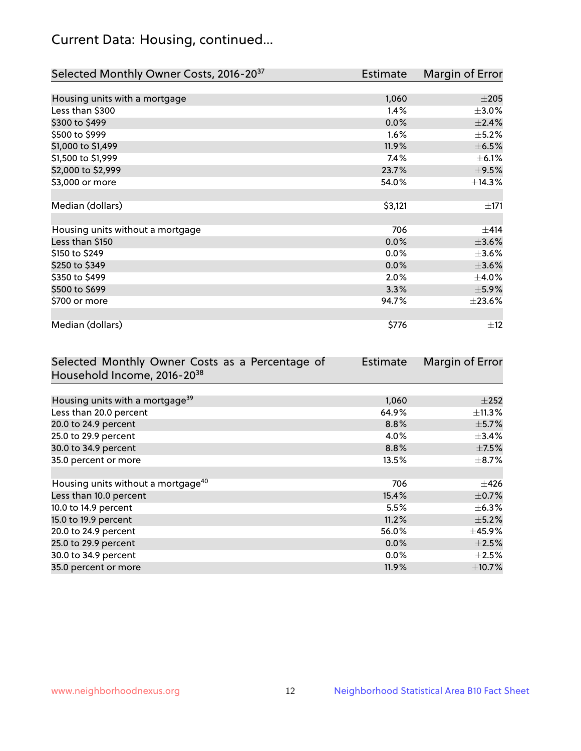## Current Data: Housing, continued...

| Selected Monthly Owner Costs, 2016-20[37] | Estimate | Margin of Error |
|---|---|---|
| Housing units with a mortgage | 1,060 | ±205 |
| Less than $300 | 1.4% | ±3.0% |
| $300 to $499 | 0.0% | ±2.4% |
| $500 to $999 | 1.6% | ±5.2% |
| $1,000 to $1,499 | 11.9% | ±6.5% |
| $1,500 to $1,999 | 7.4% | ±6.1% |
| $2,000 to $2,999 | 23.7% | ±9.5% |
| $3,000 or more | 54.0% | ±14.3% |
| | | |
| Median (dollars) | $3,121 | ±171 |
| | | |
| Housing units without a mortgage | 706 | ±414 |
| Less than $150 | 0.0% | ±3.6% |
| $150 to $249 | 0.0% | ±3.6% |
| $250 to $349 | 0.0% | ±3.6% |
| $350 to $499 | 2.0% | ±4.0% |
| $500 to $699 | 3.3% | ±5.9% |
| $700 or more | 94.7% | ±23.6% |
| | | |
| Median (dollars) | $776 | ±12 |

| Selected Monthly Owner Costs as a Percentage of Household Income, 2016-20[38] | Estimate | Margin of Error |
|---|---|---|
| Housing units with a mortgage[39] | 1,060 | ±252 |
| Less than 20.0 percent | 64.9% | ±11.3% |
| 20.0 to 24.9 percent | 8.8% | ±5.7% |
| 25.0 to 29.9 percent | 4.0% | ±3.4% |
| 30.0 to 34.9 percent | 8.8% | ±7.5% |
| 35.0 percent or more | 13.5% | ±8.7% |
| | | |
| Housing units without a mortgage[40] | 706 | ±426 |
| Less than 10.0 percent | 15.4% | ±0.7% |
| 10.0 to 14.9 percent | 5.5% | ±6.3% |
| 15.0 to 19.9 percent | 11.2% | ±5.2% |
| 20.0 to 24.9 percent | 56.0% | ±45.9% |
| 25.0 to 29.9 percent | 0.0% | ±2.5% |
| 30.0 to 34.9 percent | 0.0% | ±2.5% |
| 35.0 percent or more | 11.9% | ±10.7% |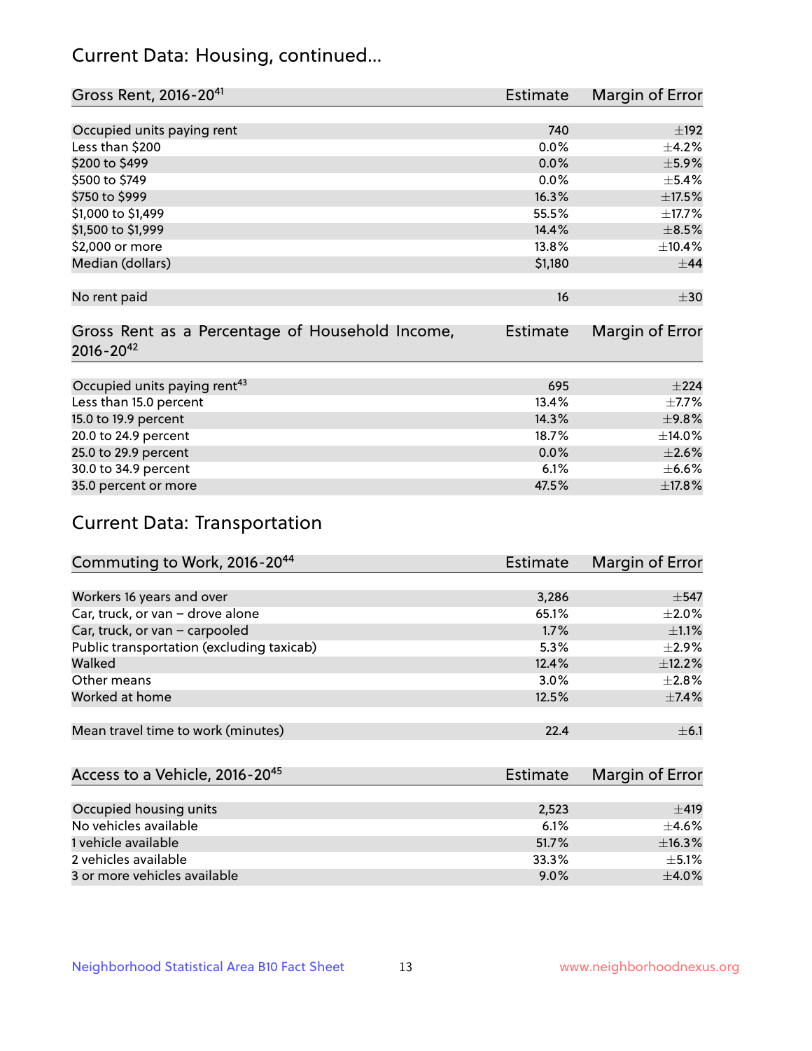## Current Data: Housing, continued...

| Gross Rent, 2016-20[41] | Estimate | Margin of Error |
|---|---|---|
| Occupied units paying rent | 740 | ±192 |
| Less than $200 | 0.0% | ±4.2% |
| $200 to $499 | 0.0% | ±5.9% |
| $500 to $749 | 0.0% | ±5.4% |
| $750 to $999 | 16.3% | ±17.5% |
| $1,000 to $1,499 | 55.5% | ±17.7% |
| $1,500 to $1,999 | 14.4% | ±8.5% |
| $2,000 or more | 13.8% | ±10.4% |
| Median (dollars) | $1,180 | ±44 |
| No rent paid | 16 | ±30 |

| Gross Rent as a Percentage of Household Income, 2016-20[42] | Estimate | Margin of Error |
|---|---|---|
| Occupied units paying rent[43] | 695 | ±224 |
| Less than 15.0 percent | 13.4% | ±7.7% |
| 15.0 to 19.9 percent | 14.3% | ±9.8% |
| 20.0 to 24.9 percent | 18.7% | ±14.0% |
| 25.0 to 29.9 percent | 0.0% | ±2.6% |
| 30.0 to 34.9 percent | 6.1% | ±6.6% |
| 35.0 percent or more | 47.5% | ±17.8% |

## Current Data: Transportation

| Commuting to Work, 2016-20[44] | Estimate | Margin of Error |
|---|---|---|
| Workers 16 years and over | 3,286 | ±547 |
| Car, truck, or van – drove alone | 65.1% | ±2.0% |
| Car, truck, or van – carpooled | 1.7% | ±1.1% |
| Public transportation (excluding taxicab) | 5.3% | ±2.9% |
| Walked | 12.4% | ±12.2% |
| Other means | 3.0% | ±2.8% |
| Worked at home | 12.5% | ±7.4% |
| Mean travel time to work (minutes) | 22.4 | ±6.1 |

| Access to a Vehicle, 2016-20[45] | Estimate | Margin of Error |
|---|---|---|
| Occupied housing units | 2,523 | ±419 |
| No vehicles available | 6.1% | ±4.6% |
| 1 vehicle available | 51.7% | ±16.3% |
| 2 vehicles available | 33.3% | ±5.1% |
| 3 or more vehicles available | 9.0% | ±4.0% |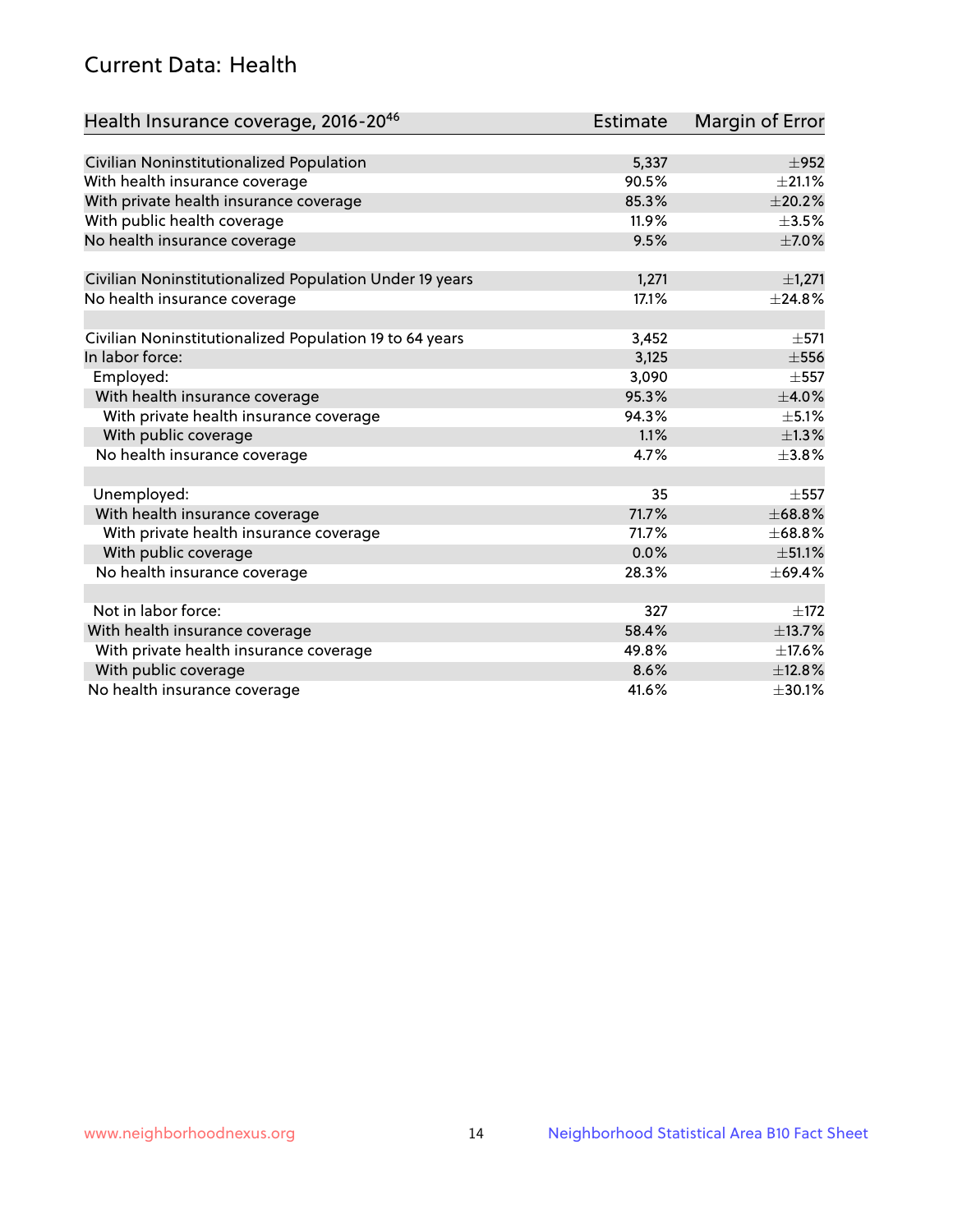## Current Data: Health

| Health Insurance coverage, 2016-20[46] | Estimate | Margin of Error |
|---|---|---|
| Civilian Noninstitutionalized Population | 5,337 | ±952 |
| With health insurance coverage | 90.5% | ±21.1% |
| With private health insurance coverage | 85.3% | ±20.2% |
| With public health coverage | 11.9% | ±3.5% |
| No health insurance coverage | 9.5% | ±7.0% |
| | | |
| Civilian Noninstitutionalized Population Under 19 years | 1,271 | ±1,271 |
| No health insurance coverage | 17.1% | ±24.8% |
| | | |
| Civilian Noninstitutionalized Population 19 to 64 years | 3,452 | ±571 |
| In labor force: | 3,125 | ±556 |
| Employed: | 3,090 | ±557 |
| With health insurance coverage | 95.3% | ±4.0% |
| With private health insurance coverage | 94.3% | ±5.1% |
| With public coverage | 1.1% | ±1.3% |
| No health insurance coverage | 4.7% | ±3.8% |
| | | |
| Unemployed: | 35 | ±557 |
| With health insurance coverage | 71.7% | ±68.8% |
| With private health insurance coverage | 71.7% | ±68.8% |
| With public coverage | 0.0% | ±51.1% |
| No health insurance coverage | 28.3% | ±69.4% |
| | | |
| Not in labor force: | 327 | ±172 |
| With health insurance coverage | 58.4% | ±13.7% |
| With private health insurance coverage | 49.8% | ±17.6% |
| With public coverage | 8.6% | ±12.8% |
| No health insurance coverage | 41.6% | ±30.1% |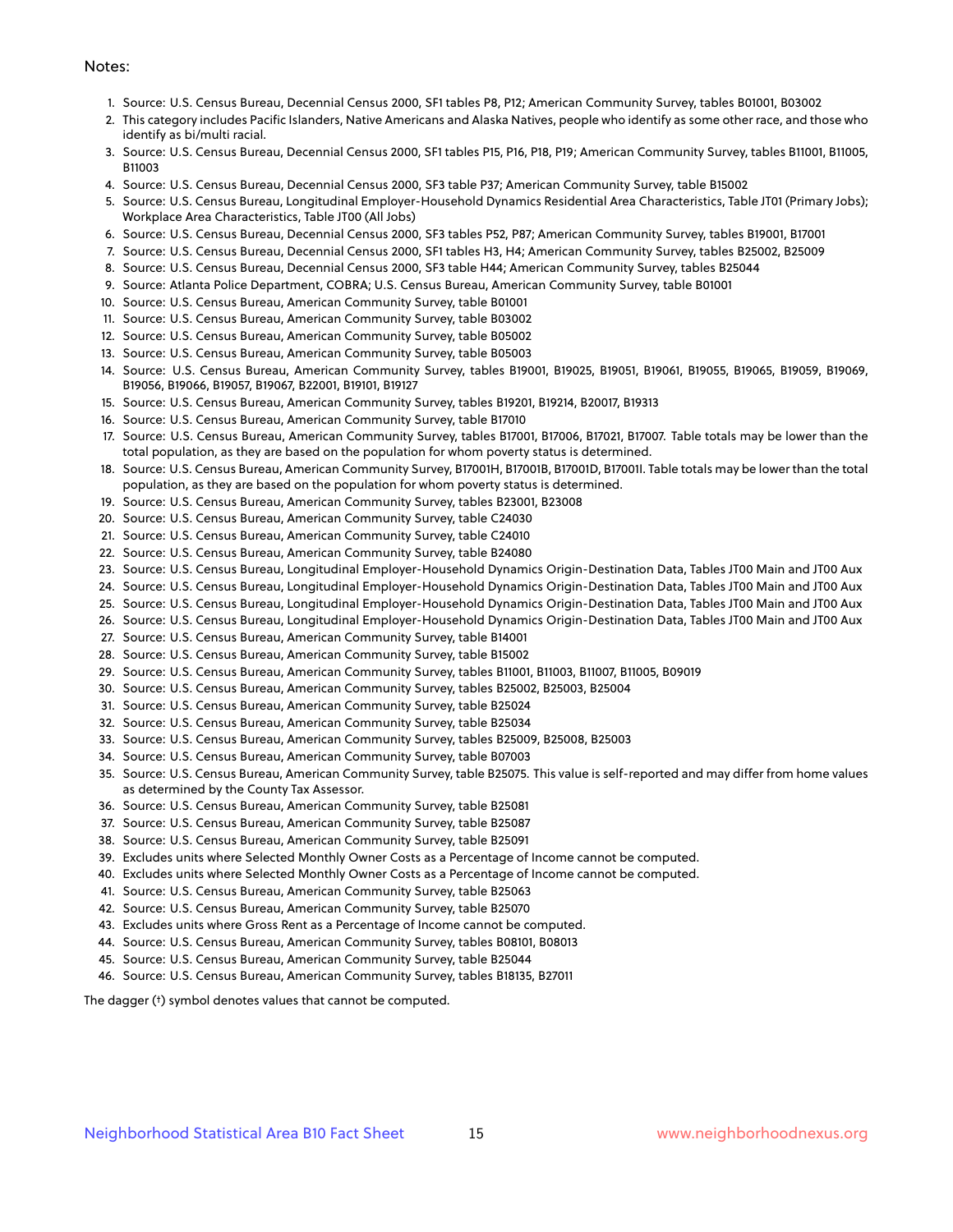Notes:

1. Source: U.S. Census Bureau, Decennial Census 2000, SF1 tables P8, P12; American Community Survey, tables B01001, B03002
2. This category includes Pacific Islanders, Native Americans and Alaska Natives, people who identify as some other race, and those who identify as bi/multi racial.
3. Source: U.S. Census Bureau, Decennial Census 2000, SF1 tables P15, P16, P18, P19; American Community Survey, tables B11001, B11005, B11003
4. Source: U.S. Census Bureau, Decennial Census 2000, SF3 table P37; American Community Survey, table B15002
5. Source: U.S. Census Bureau, Longitudinal Employer-Household Dynamics Residential Area Characteristics, Table JT01 (Primary Jobs); Workplace Area Characteristics, Table JT00 (All Jobs)
6. Source: U.S. Census Bureau, Decennial Census 2000, SF3 tables P52, P87; American Community Survey, tables B19001, B17001
7. Source: U.S. Census Bureau, Decennial Census 2000, SF1 tables H3, H4; American Community Survey, tables B25002, B25009
8. Source: U.S. Census Bureau, Decennial Census 2000, SF3 table H44; American Community Survey, tables B25044
9. Source: Atlanta Police Department, COBRA; U.S. Census Bureau, American Community Survey, table B01001
10. Source: U.S. Census Bureau, American Community Survey, table B01001
11. Source: U.S. Census Bureau, American Community Survey, table B03002
12. Source: U.S. Census Bureau, American Community Survey, table B05002
13. Source: U.S. Census Bureau, American Community Survey, table B05003
14. Source: U.S. Census Bureau, American Community Survey, tables B19001, B19025, B19051, B19061, B19055, B19065, B19059, B19069, B19056, B19066, B19057, B19067, B22001, B19101, B19127
15. Source: U.S. Census Bureau, American Community Survey, tables B19201, B19214, B20017, B19313
16. Source: U.S. Census Bureau, American Community Survey, table B17010
17. Source: U.S. Census Bureau, American Community Survey, tables B17001, B17006, B17021, B17007. Table totals may be lower than the total population, as they are based on the population for whom poverty status is determined.
18. Source: U.S. Census Bureau, American Community Survey, B17001H, B17001B, B17001D, B17001I. Table totals may be lower than the total population, as they are based on the population for whom poverty status is determined.
19. Source: U.S. Census Bureau, American Community Survey, tables B23001, B23008
20. Source: U.S. Census Bureau, American Community Survey, table C24030
21. Source: U.S. Census Bureau, American Community Survey, table C24010
22. Source: U.S. Census Bureau, American Community Survey, table B24080
23. Source: U.S. Census Bureau, Longitudinal Employer-Household Dynamics Origin-Destination Data, Tables JT00 Main and JT00 Aux
24. Source: U.S. Census Bureau, Longitudinal Employer-Household Dynamics Origin-Destination Data, Tables JT00 Main and JT00 Aux
25. Source: U.S. Census Bureau, Longitudinal Employer-Household Dynamics Origin-Destination Data, Tables JT00 Main and JT00 Aux
26. Source: U.S. Census Bureau, Longitudinal Employer-Household Dynamics Origin-Destination Data, Tables JT00 Main and JT00 Aux
27. Source: U.S. Census Bureau, American Community Survey, table B14001
28. Source: U.S. Census Bureau, American Community Survey, table B15002
29. Source: U.S. Census Bureau, American Community Survey, tables B11001, B11003, B11007, B11005, B09019
30. Source: U.S. Census Bureau, American Community Survey, tables B25002, B25003, B25004
31. Source: U.S. Census Bureau, American Community Survey, table B25024
32. Source: U.S. Census Bureau, American Community Survey, table B25034
33. Source: U.S. Census Bureau, American Community Survey, tables B25009, B25008, B25003
34. Source: U.S. Census Bureau, American Community Survey, table B07003
35. Source: U.S. Census Bureau, American Community Survey, table B25075. This value is self-reported and may differ from home values as determined by the County Tax Assessor.
36. Source: U.S. Census Bureau, American Community Survey, table B25081
37. Source: U.S. Census Bureau, American Community Survey, table B25087
38. Source: U.S. Census Bureau, American Community Survey, table B25091
39. Excludes units where Selected Monthly Owner Costs as a Percentage of Income cannot be computed.
40. Excludes units where Selected Monthly Owner Costs as a Percentage of Income cannot be computed.
41. Source: U.S. Census Bureau, American Community Survey, table B25063
42. Source: U.S. Census Bureau, American Community Survey, table B25070
43. Excludes units where Gross Rent as a Percentage of Income cannot be computed.
44. Source: U.S. Census Bureau, American Community Survey, tables B08101, B08013
45. Source: U.S. Census Bureau, American Community Survey, table B25044
46. Source: U.S. Census Bureau, American Community Survey, tables B18135, B27011

The dagger (†) symbol denotes values that cannot be computed.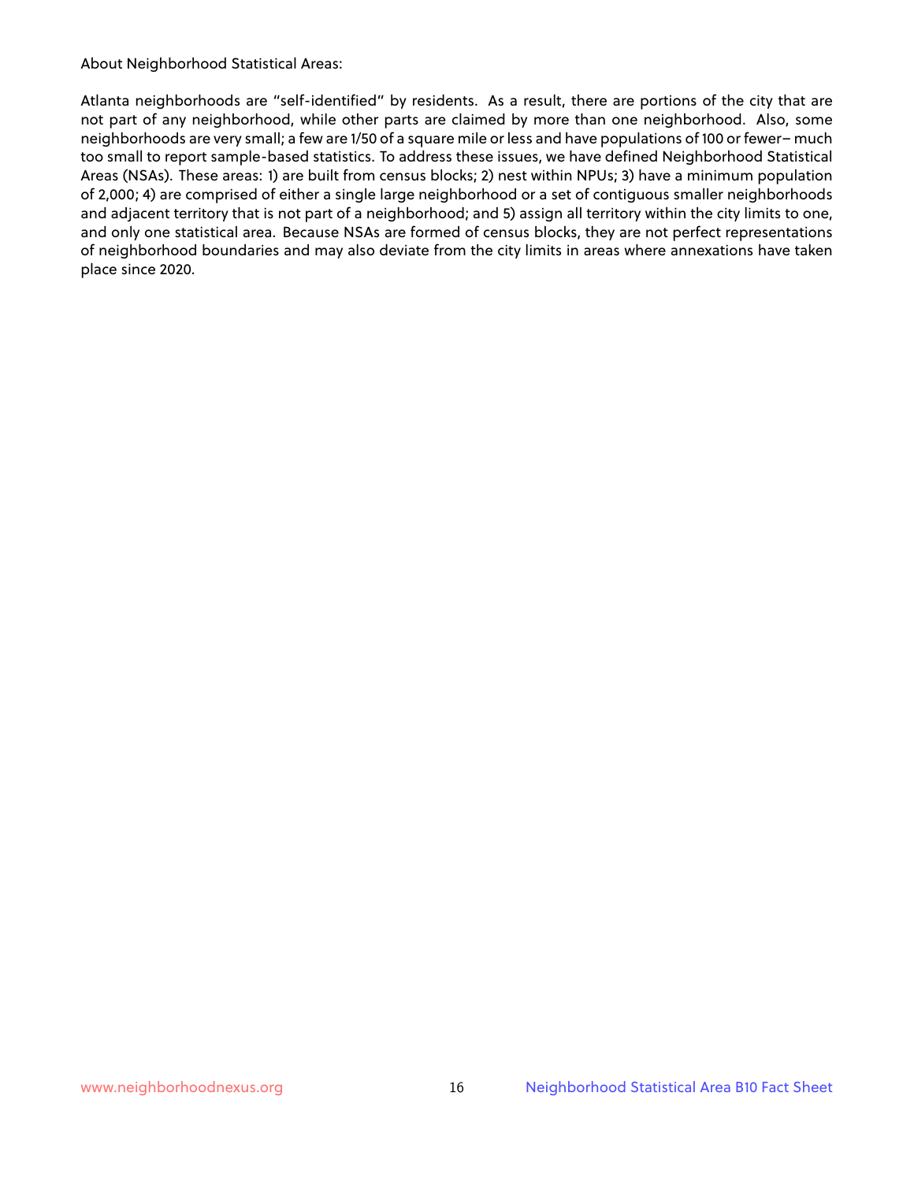About Neighborhood Statistical Areas:

Atlanta neighborhoods are "self-identified" by residents. As a result, there are portions of the city that are not part of any neighborhood, while other parts are claimed by more than one neighborhood. Also, some neighborhoods are very small; a few are 1/50 of a square mile or less and have populations of 100 or fewer– much too small to report sample-based statistics. To address these issues, we have defined Neighborhood Statistical Areas (NSAs). These areas: 1) are built from census blocks; 2) nest within NPUs; 3) have a minimum population of 2,000; 4) are comprised of either a single large neighborhood or a set of contiguous smaller neighborhoods and adjacent territory that is not part of a neighborhood; and 5) assign all territory within the city limits to one, and only one statistical area. Because NSAs are formed of census blocks, they are not perfect representations of neighborhood boundaries and may also deviate from the city limits in areas where annexations have taken place since 2020.